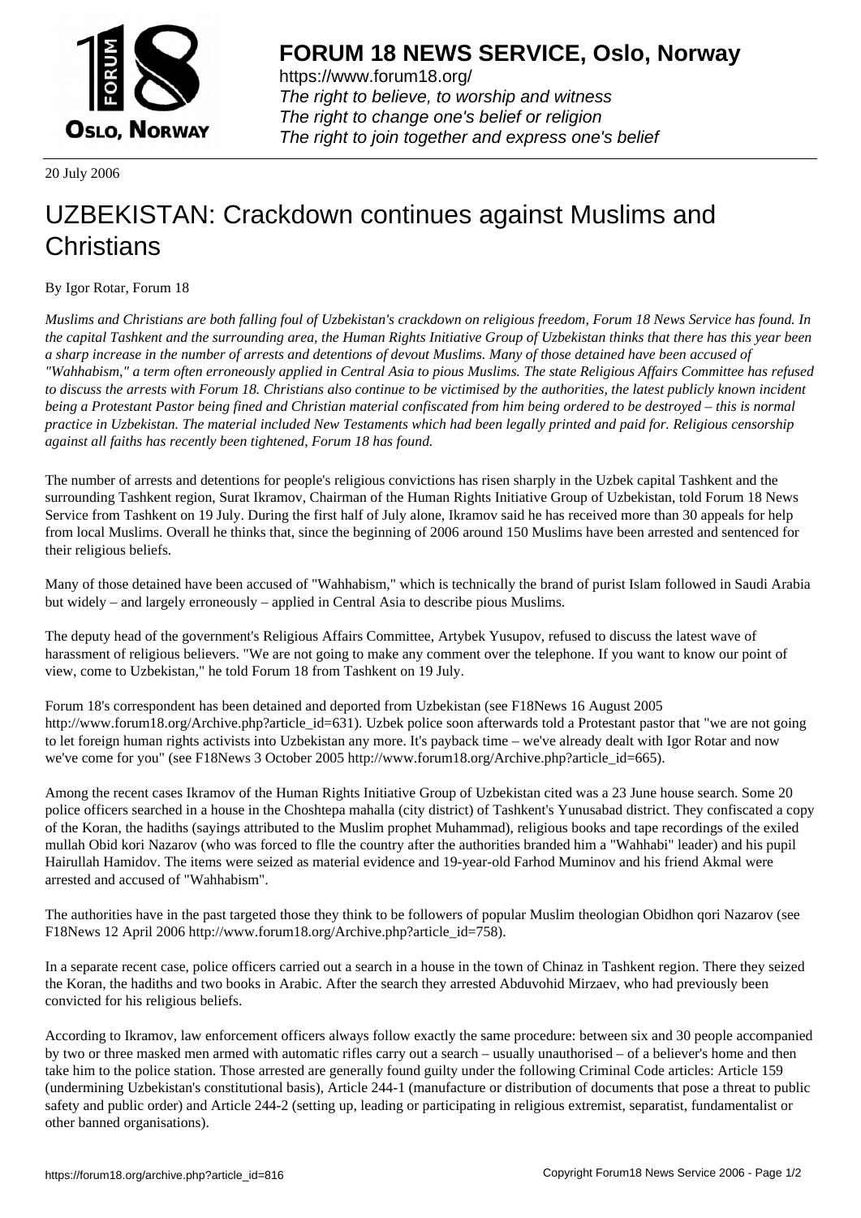# FORUM 18 NEWS SERVICE, Oslo, Norway

https://www.forum18.org/
*The right to believe, to worship and witness*
*The right to change one's belief or religion*
*The right to join together and express one's belief*

20 July 2006

# UZBEKISTAN: Crackdown continues against Muslims and Christians

By Igor Rotar, Forum 18

*Muslims and Christians are both falling foul of Uzbekistan's crackdown on religious freedom, Forum 18 News Service has found. In the capital Tashkent and the surrounding area, the Human Rights Initiative Group of Uzbekistan thinks that there has this year been a sharp increase in the number of arrests and detentions of devout Muslims. Many of those detained have been accused of "Wahhabism," a term often erroneously applied in Central Asia to pious Muslims. The state Religious Affairs Committee has refused to discuss the arrests with Forum 18. Christians also continue to be victimised by the authorities, the latest publicly known incident being a Protestant Pastor being fined and Christian material confiscated from him being ordered to be destroyed – this is normal practice in Uzbekistan. The material included New Testaments which had been legally printed and paid for. Religious censorship against all faiths has recently been tightened, Forum 18 has found.*

The number of arrests and detentions for people's religious convictions has risen sharply in the Uzbek capital Tashkent and the surrounding Tashkent region, Surat Ikramov, Chairman of the Human Rights Initiative Group of Uzbekistan, told Forum 18 News Service from Tashkent on 19 July. During the first half of July alone, Ikramov said he has received more than 30 appeals for help from local Muslims. Overall he thinks that, since the beginning of 2006 around 150 Muslims have been arrested and sentenced for their religious beliefs.

Many of those detained have been accused of "Wahhabism," which is technically the brand of purist Islam followed in Saudi Arabia but widely – and largely erroneously – applied in Central Asia to describe pious Muslims.

The deputy head of the government's Religious Affairs Committee, Artybek Yusupov, refused to discuss the latest wave of harassment of religious believers. "We are not going to make any comment over the telephone. If you want to know our point of view, come to Uzbekistan," he told Forum 18 from Tashkent on 19 July.

Forum 18's correspondent has been detained and deported from Uzbekistan (see F18News 16 August 2005 http://www.forum18.org/Archive.php?article_id=631). Uzbek police soon afterwards told a Protestant pastor that "we are not going to let foreign human rights activists into Uzbekistan any more. It's payback time – we've already dealt with Igor Rotar and now we've come for you" (see F18News 3 October 2005 http://www.forum18.org/Archive.php?article_id=665).

Among the recent cases Ikramov of the Human Rights Initiative Group of Uzbekistan cited was a 23 June house search. Some 20 police officers searched in a house in the Choshtepa mahalla (city district) of Tashkent's Yunusabad district. They confiscated a copy of the Koran, the hadiths (sayings attributed to the Muslim prophet Muhammad), religious books and tape recordings of the exiled mullah Obid kori Nazarov (who was forced to flle the country after the authorities branded him a "Wahhabi" leader) and his pupil Hairullah Hamidov. The items were seized as material evidence and 19-year-old Farhod Muminov and his friend Akmal were arrested and accused of "Wahhabism".

The authorities have in the past targeted those they think to be followers of popular Muslim theologian Obidhon qori Nazarov (see F18News 12 April 2006 http://www.forum18.org/Archive.php?article_id=758).

In a separate recent case, police officers carried out a search in a house in the town of Chinaz in Tashkent region. There they seized the Koran, the hadiths and two books in Arabic. After the search they arrested Abduvohid Mirzaev, who had previously been convicted for his religious beliefs.

According to Ikramov, law enforcement officers always follow exactly the same procedure: between six and 30 people accompanied by two or three masked men armed with automatic rifles carry out a search – usually unauthorised – of a believer's home and then take him to the police station. Those arrested are generally found guilty under the following Criminal Code articles: Article 159 (undermining Uzbekistan's constitutional basis), Article 244-1 (manufacture or distribution of documents that pose a threat to public safety and public order) and Article 244-2 (setting up, leading or participating in religious extremist, separatist, fundamentalist or other banned organisations).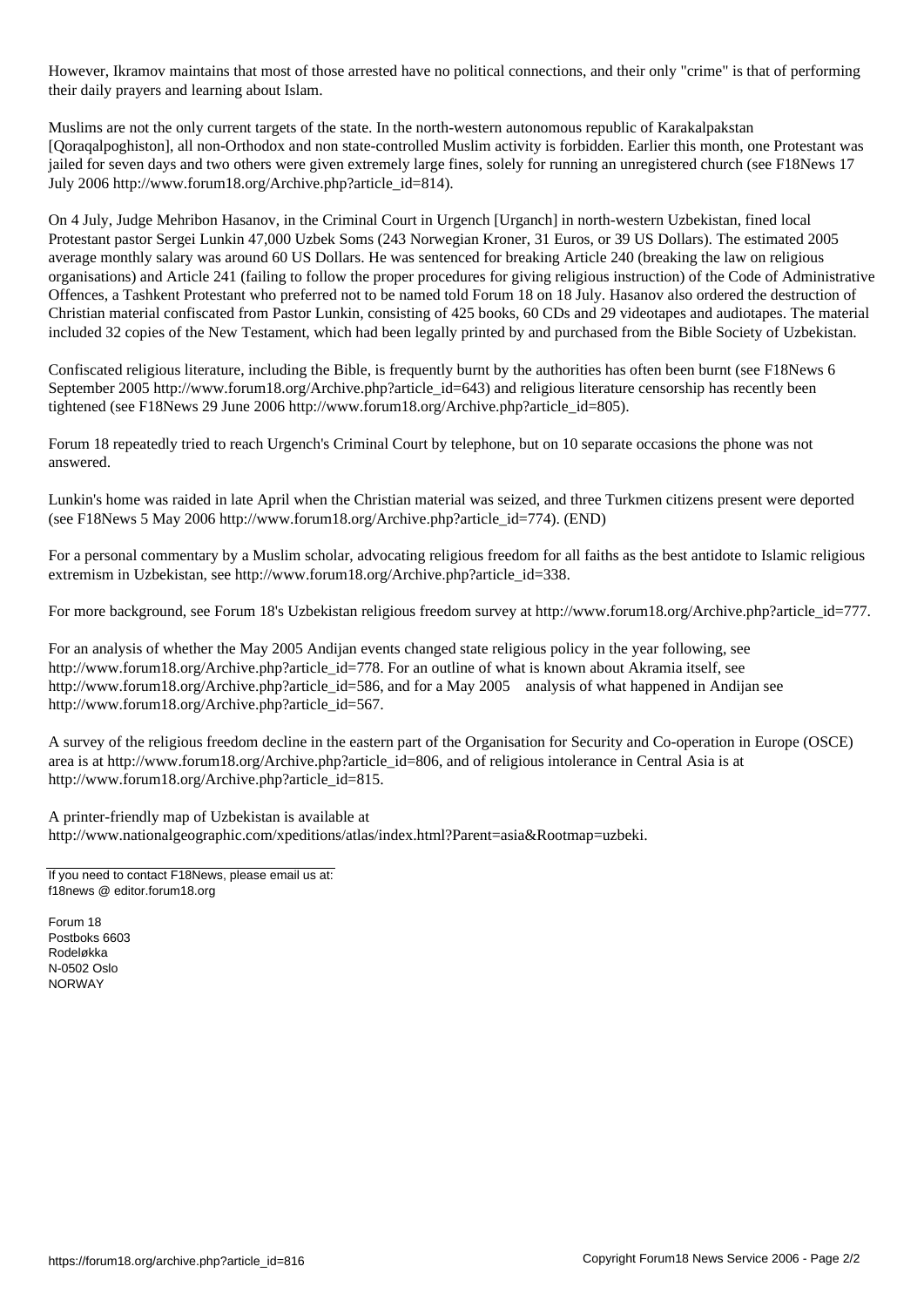However, Ikramov maintains that most of those arrested have no political connections, and their only "crime" is that of performing their daily prayers and learning about Islam.

Muslims are not the only current targets of the state. In the north-western autonomous republic of Karakalpakstan [Qoraqalpoghiston], all non-Orthodox and non state-controlled Muslim activity is forbidden. Earlier this month, one Protestant was jailed for seven days and two others were given extremely large fines, solely for running an unregistered church (see F18News 17 July 2006 http://www.forum18.org/Archive.php?article_id=814).

On 4 July, Judge Mehribon Hasanov, in the Criminal Court in Urgench [Urganch] in north-western Uzbekistan, fined local Protestant pastor Sergei Lunkin 47,000 Uzbek Soms (243 Norwegian Kroner, 31 Euros, or 39 US Dollars). The estimated 2005 average monthly salary was around 60 US Dollars. He was sentenced for breaking Article 240 (breaking the law on religious organisations) and Article 241 (failing to follow the proper procedures for giving religious instruction) of the Code of Administrative Offences, a Tashkent Protestant who preferred not to be named told Forum 18 on 18 July. Hasanov also ordered the destruction of Christian material confiscated from Pastor Lunkin, consisting of 425 books, 60 CDs and 29 videotapes and audiotapes. The material included 32 copies of the New Testament, which had been legally printed by and purchased from the Bible Society of Uzbekistan.

Confiscated religious literature, including the Bible, is frequently burnt by the authorities has often been burnt (see F18News 6 September 2005 http://www.forum18.org/Archive.php?article_id=643) and religious literature censorship has recently been tightened (see F18News 29 June 2006 http://www.forum18.org/Archive.php?article_id=805).

Forum 18 repeatedly tried to reach Urgench's Criminal Court by telephone, but on 10 separate occasions the phone was not answered.

Lunkin's home was raided in late April when the Christian material was seized, and three Turkmen citizens present were deported (see F18News 5 May 2006 http://www.forum18.org/Archive.php?article_id=774). (END)

For a personal commentary by a Muslim scholar, advocating religious freedom for all faiths as the best antidote to Islamic religious extremism in Uzbekistan, see http://www.forum18.org/Archive.php?article_id=338.

For more background, see Forum 18's Uzbekistan religious freedom survey at http://www.forum18.org/Archive.php?article_id=777.

For an analysis of whether the May 2005 Andijan events changed state religious policy in the year following, see http://www.forum18.org/Archive.php?article_id=778. For an outline of what is known about Akramia itself, see http://www.forum18.org/Archive.php?article_id=586, and for a May 2005 analysis of what happened in Andijan see http://www.forum18.org/Archive.php?article_id=567.

A survey of the religious freedom decline in the eastern part of the Organisation for Security and Co-operation in Europe (OSCE) area is at http://www.forum18.org/Archive.php?article_id=806, and of religious intolerance in Central Asia is at http://www.forum18.org/Archive.php?article_id=815.

A printer-friendly map of Uzbekistan is available at http://www.nationalgeographic.com/xpeditions/atlas/index.html?Parent=asia&Rootmap=uzbeki.

If you need to contact F18News, please email us at:
f18news @ editor.forum18.org

Forum 18
Postboks 6603
Rodeløkka
N-0502 Oslo
NORWAY